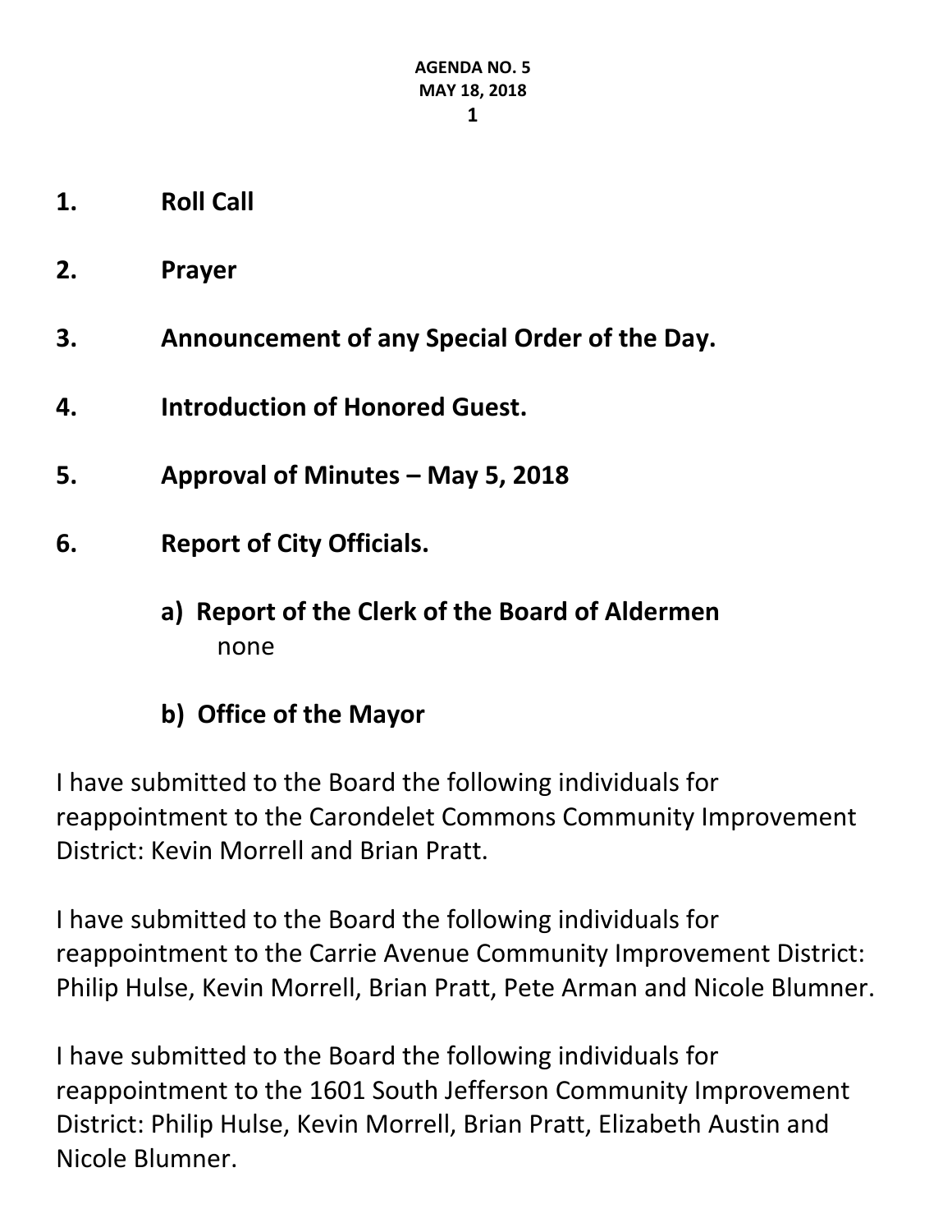**AGENDA NO. 5**
**MAY 18, 2018**

1. **Roll Call**

2. **Prayer**

3. **Announcement of any Special Order of the Day.**

4. **Introduction of Honored Guest.**

5. **Approval of Minutes – May 5, 2018**

6. **Report of City Officials.**

   **a) Report of the Clerk of the Board of Aldermen**
   none

   **b) Office of the Mayor**

I have submitted to the Board the following individuals for reappointment to the Carondelet Commons Community Improvement District: Kevin Morrell and Brian Pratt.

I have submitted to the Board the following individuals for reappointment to the Carrie Avenue Community Improvement District: Philip Hulse, Kevin Morrell, Brian Pratt, Pete Arman and Nicole Blumner.

I have submitted to the Board the following individuals for reappointment to the 1601 South Jefferson Community Improvement District: Philip Hulse, Kevin Morrell, Brian Pratt, Elizabeth Austin and Nicole Blumner.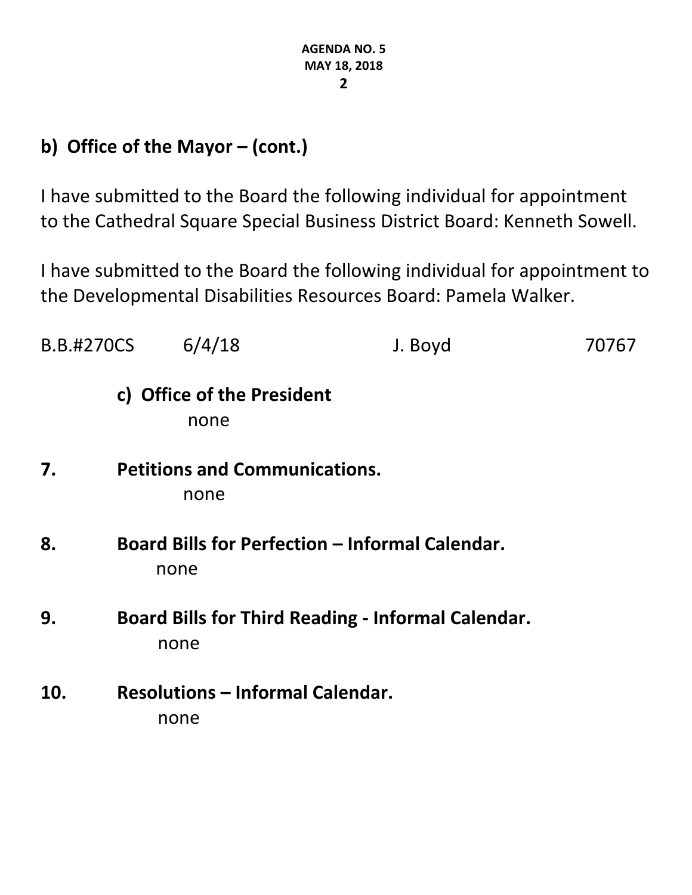## b) Office of the Mayor – (cont.)

I have submitted to the Board the following individual for appointment to the Cathedral Square Special Business District Board: Kenneth Sowell.

I have submitted to the Board the following individual for appointment to the Developmental Disabilities Resources Board: Pamela Walker.

B.B.#270CS 6/4/18 J. Boyd 70767

### c) Office of the President

none

## 7. Petitions and Communications.

none

## 8. Board Bills for Perfection – Informal Calendar.

none

## 9. Board Bills for Third Reading - Informal Calendar.

none

## 10. Resolutions – Informal Calendar.

none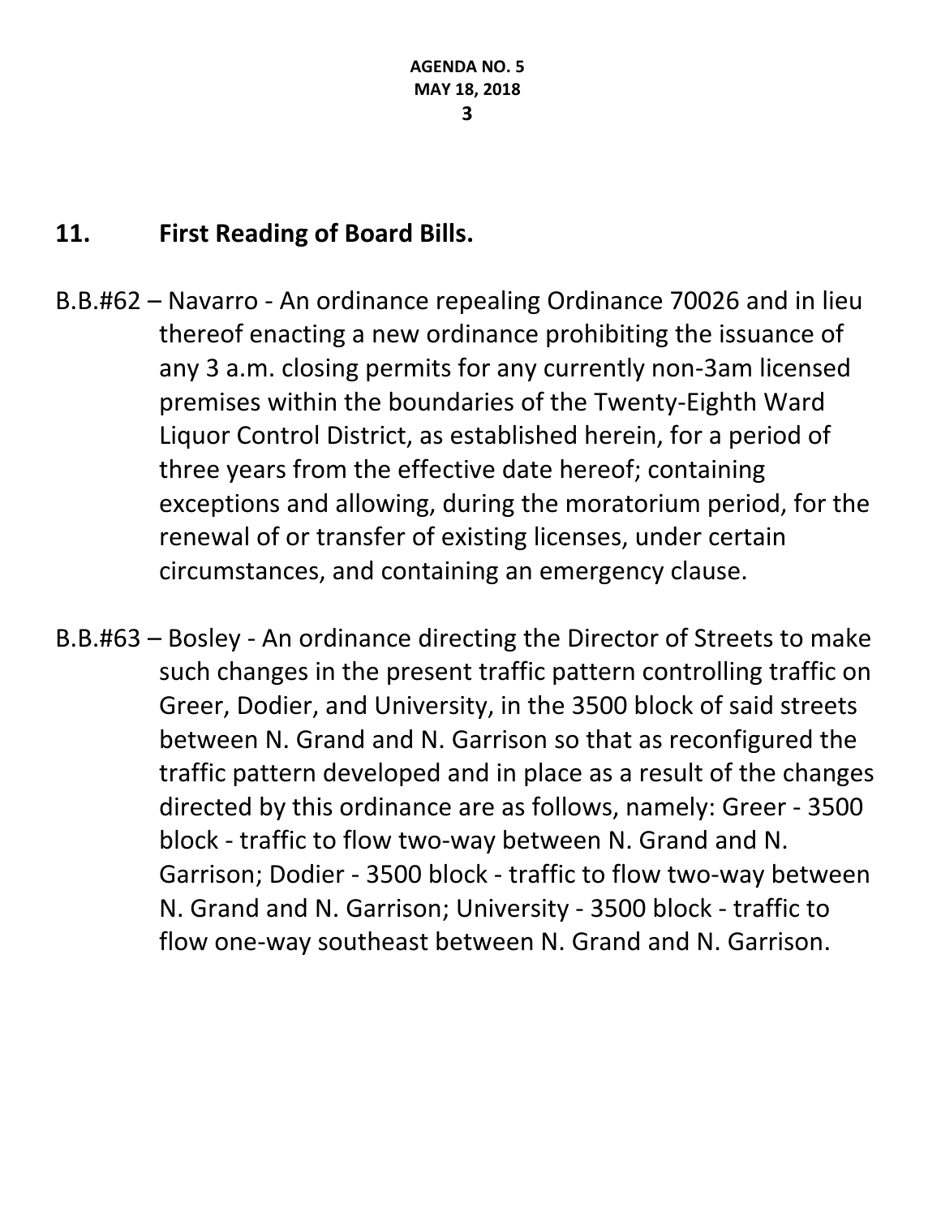## 11. First Reading of Board Bills.

B.B.#62 – Navarro - An ordinance repealing Ordinance 70026 and in lieu thereof enacting a new ordinance prohibiting the issuance of any 3 a.m. closing permits for any currently non-3am licensed premises within the boundaries of the Twenty-Eighth Ward Liquor Control District, as established herein, for a period of three years from the effective date hereof; containing exceptions and allowing, during the moratorium period, for the renewal of or transfer of existing licenses, under certain circumstances, and containing an emergency clause.

B.B.#63 – Bosley - An ordinance directing the Director of Streets to make such changes in the present traffic pattern controlling traffic on Greer, Dodier, and University, in the 3500 block of said streets between N. Grand and N. Garrison so that as reconfigured the traffic pattern developed and in place as a result of the changes directed by this ordinance are as follows, namely: Greer - 3500 block - traffic to flow two-way between N. Grand and N. Garrison; Dodier - 3500 block - traffic to flow two-way between N. Grand and N. Garrison; University - 3500 block - traffic to flow one-way southeast between N. Grand and N. Garrison.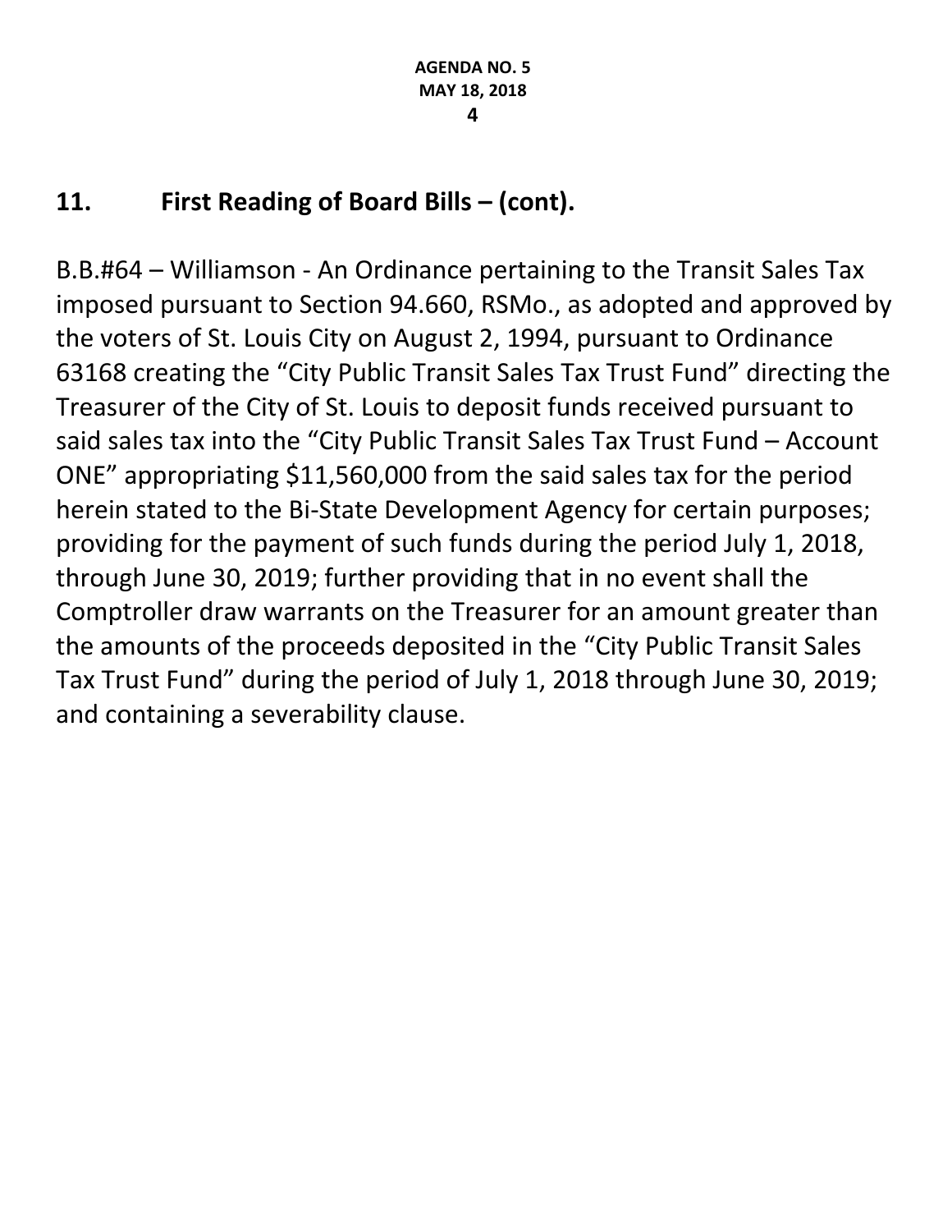## 11. First Reading of Board Bills – (cont).

B.B.#64 – Williamson - An Ordinance pertaining to the Transit Sales Tax imposed pursuant to Section 94.660, RSMo., as adopted and approved by the voters of St. Louis City on August 2, 1994, pursuant to Ordinance 63168 creating the "City Public Transit Sales Tax Trust Fund" directing the Treasurer of the City of St. Louis to deposit funds received pursuant to said sales tax into the "City Public Transit Sales Tax Trust Fund – Account ONE" appropriating $11,560,000 from the said sales tax for the period herein stated to the Bi-State Development Agency for certain purposes; providing for the payment of such funds during the period July 1, 2018, through June 30, 2019; further providing that in no event shall the Comptroller draw warrants on the Treasurer for an amount greater than the amounts of the proceeds deposited in the "City Public Transit Sales Tax Trust Fund" during the period of July 1, 2018 through June 30, 2019; and containing a severability clause.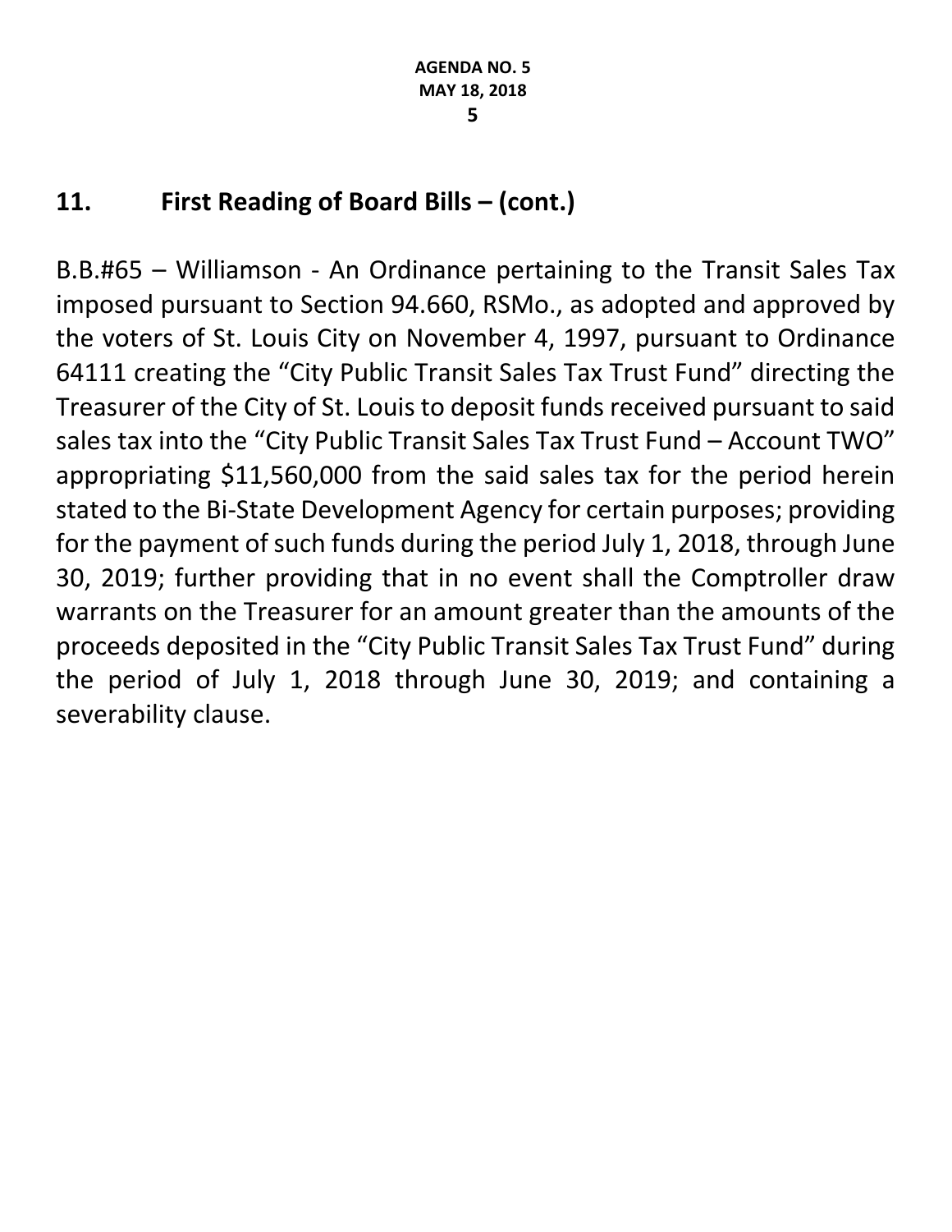## 11. First Reading of Board Bills – (cont.)

B.B.#65 – Williamson - An Ordinance pertaining to the Transit Sales Tax imposed pursuant to Section 94.660, RSMo., as adopted and approved by the voters of St. Louis City on November 4, 1997, pursuant to Ordinance 64111 creating the "City Public Transit Sales Tax Trust Fund" directing the Treasurer of the City of St. Louis to deposit funds received pursuant to said sales tax into the "City Public Transit Sales Tax Trust Fund – Account TWO" appropriating $11,560,000 from the said sales tax for the period herein stated to the Bi-State Development Agency for certain purposes; providing for the payment of such funds during the period July 1, 2018, through June 30, 2019; further providing that in no event shall the Comptroller draw warrants on the Treasurer for an amount greater than the amounts of the proceeds deposited in the "City Public Transit Sales Tax Trust Fund" during the period of July 1, 2018 through June 30, 2019; and containing a severability clause.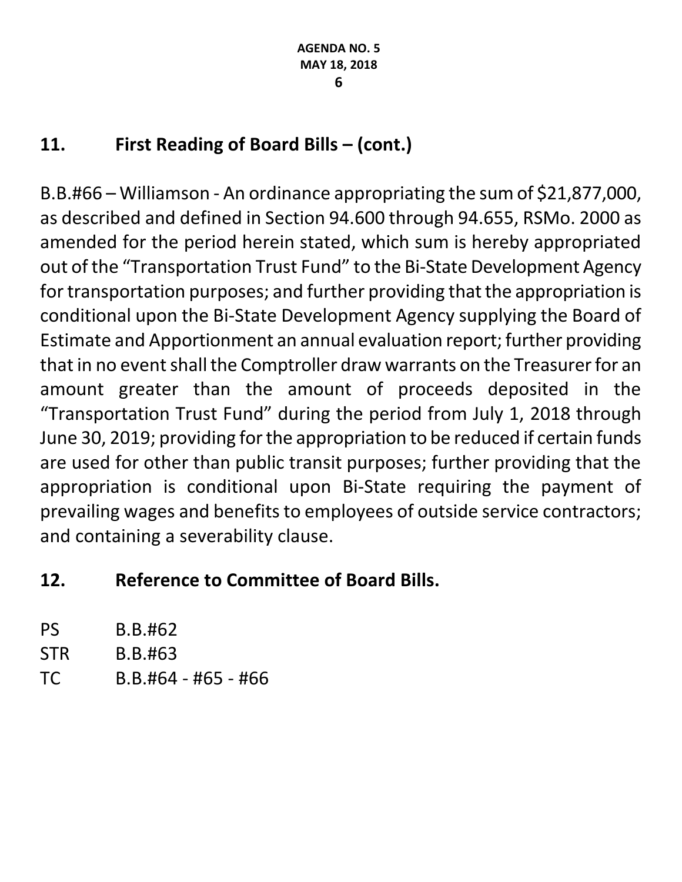## 11. First Reading of Board Bills – (cont.)

B.B.#66 – Williamson - An ordinance appropriating the sum of $21,877,000, as described and defined in Section 94.600 through 94.655, RSMo. 2000 as amended for the period herein stated, which sum is hereby appropriated out of the "Transportation Trust Fund" to the Bi-State Development Agency for transportation purposes; and further providing that the appropriation is conditional upon the Bi-State Development Agency supplying the Board of Estimate and Apportionment an annual evaluation report; further providing that in no event shall the Comptroller draw warrants on the Treasurer for an amount greater than the amount of proceeds deposited in the "Transportation Trust Fund" during the period from July 1, 2018 through June 30, 2019; providing for the appropriation to be reduced if certain funds are used for other than public transit purposes; further providing that the appropriation is conditional upon Bi-State requiring the payment of prevailing wages and benefits to employees of outside service contractors; and containing a severability clause.

## 12. Reference to Committee of Board Bills.

PS B.B.#62
STR B.B.#63
TC B.B.#64 - #65 - #66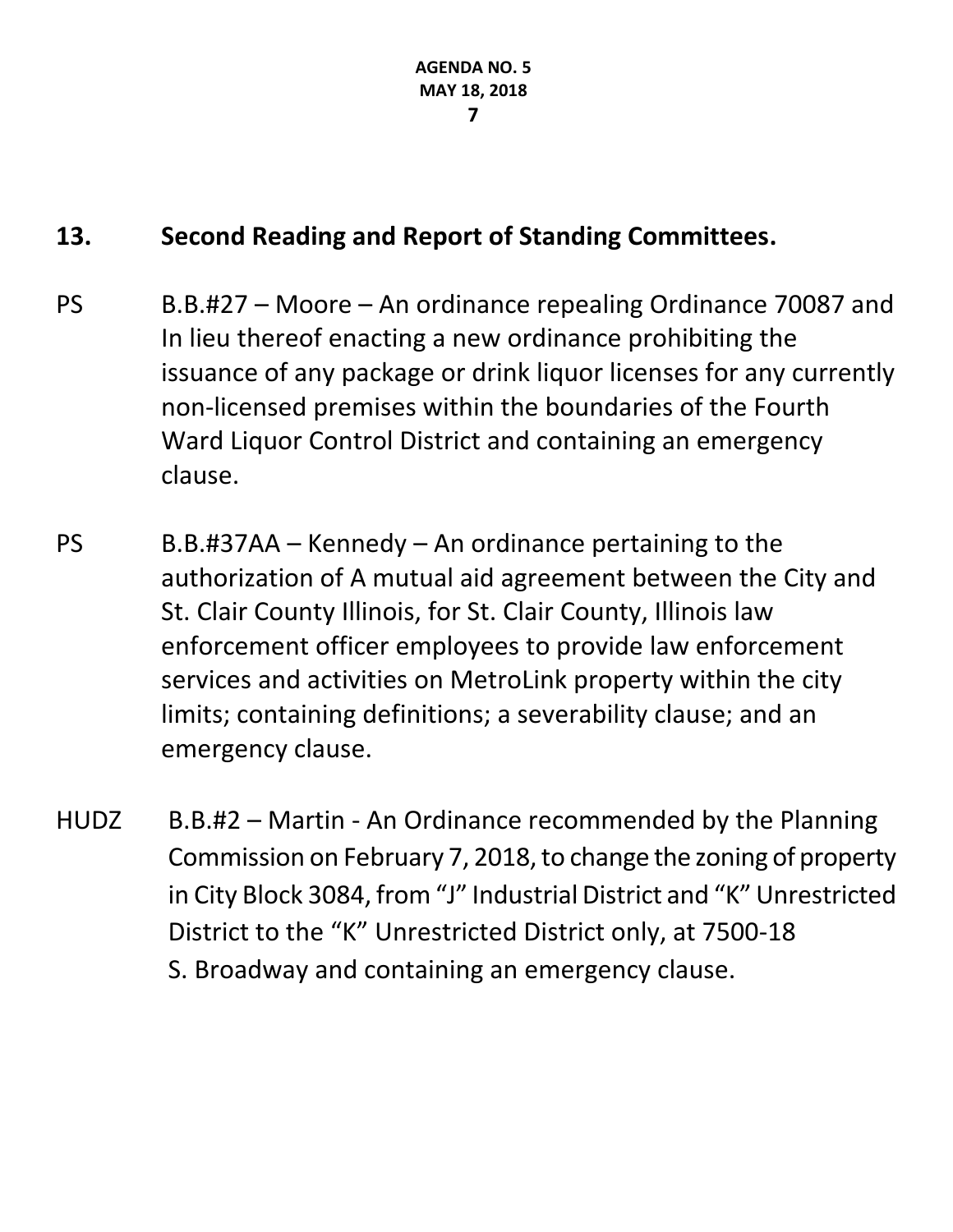## 13. Second Reading and Report of Standing Committees.

PS B.B.#27 – Moore – An ordinance repealing Ordinance 70087 and In lieu thereof enacting a new ordinance prohibiting the issuance of any package or drink liquor licenses for any currently non-licensed premises within the boundaries of the Fourth Ward Liquor Control District and containing an emergency clause.

PS B.B.#37AA – Kennedy – An ordinance pertaining to the authorization of A mutual aid agreement between the City and St. Clair County Illinois, for St. Clair County, Illinois law enforcement officer employees to provide law enforcement services and activities on MetroLink property within the city limits; containing definitions; a severability clause; and an emergency clause.

HUDZ B.B.#2 – Martin - An Ordinance recommended by the Planning Commission on February 7, 2018, to change the zoning of property in City Block 3084, from "J" Industrial District and "K" Unrestricted District to the "K" Unrestricted District only, at 7500-18 S. Broadway and containing an emergency clause.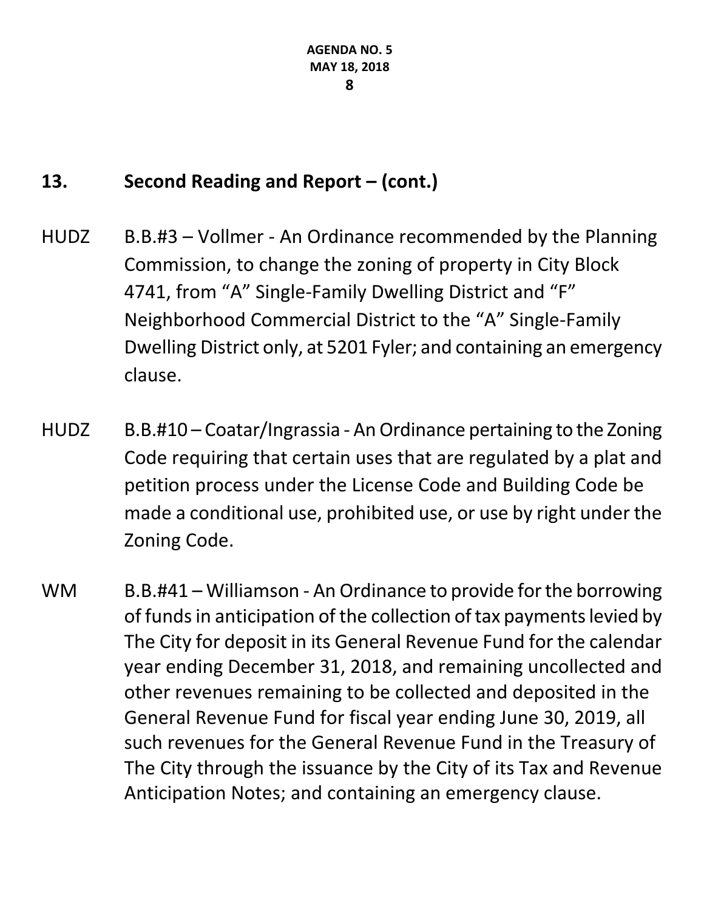## 13. Second Reading and Report – (cont.)

HUDZ B.B.#3 – Vollmer - An Ordinance recommended by the Planning Commission, to change the zoning of property in City Block 4741, from "A" Single-Family Dwelling District and "F" Neighborhood Commercial District to the "A" Single-Family Dwelling District only, at 5201 Fyler; and containing an emergency clause.

HUDZ B.B.#10 – Coatar/Ingrassia - An Ordinance pertaining to the Zoning Code requiring that certain uses that are regulated by a plat and petition process under the License Code and Building Code be made a conditional use, prohibited use, or use by right under the Zoning Code.

WM B.B.#41 – Williamson - An Ordinance to provide for the borrowing of funds in anticipation of the collection of tax payments levied by The City for deposit in its General Revenue Fund for the calendar year ending December 31, 2018, and remaining uncollected and other revenues remaining to be collected and deposited in the General Revenue Fund for fiscal year ending June 30, 2019, all such revenues for the General Revenue Fund in the Treasury of The City through the issuance by the City of its Tax and Revenue Anticipation Notes; and containing an emergency clause.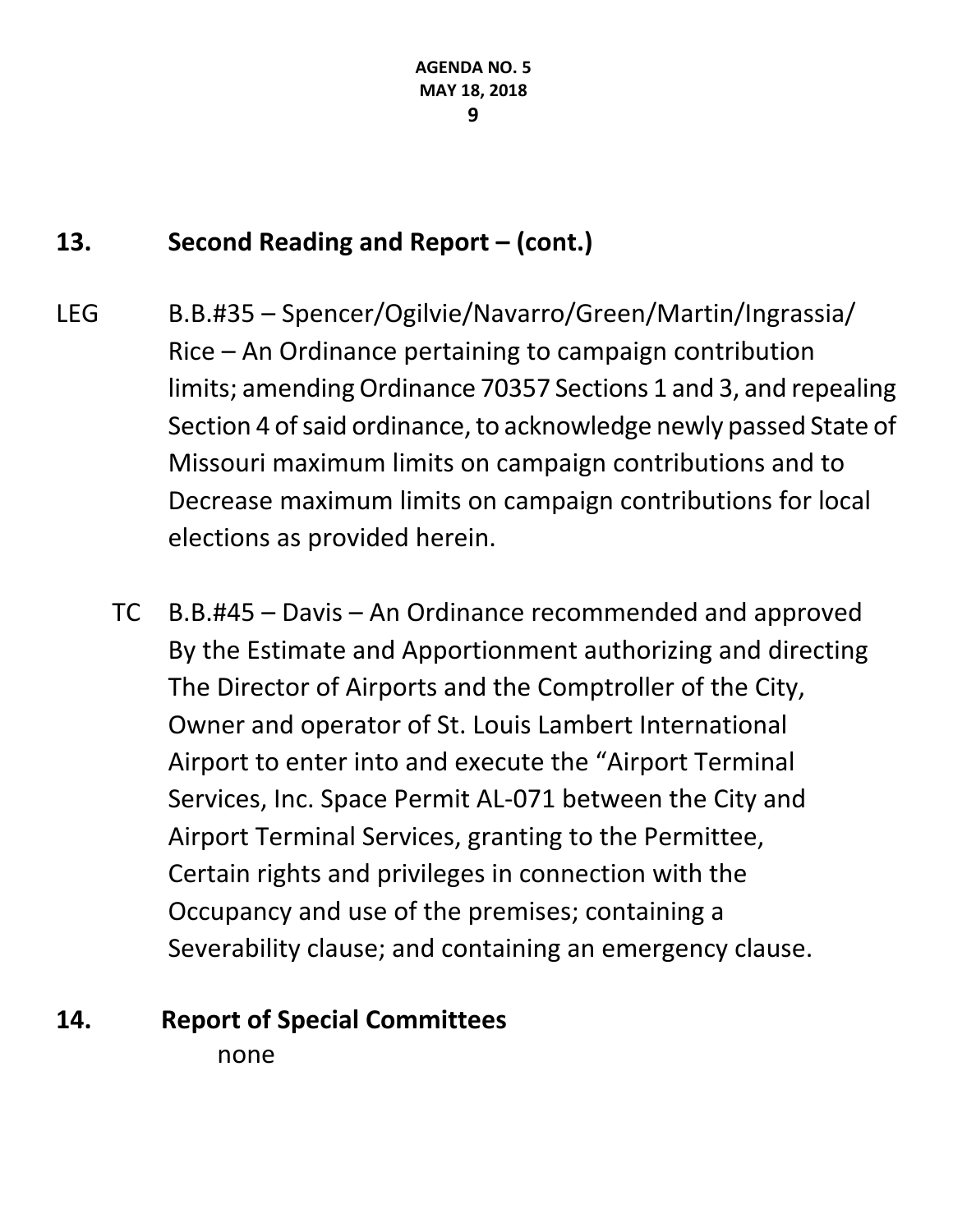## 13. Second Reading and Report – (cont.)

LEG B.B.#35 – Spencer/Ogilvie/Navarro/Green/Martin/Ingrassia/ Rice – An Ordinance pertaining to campaign contribution limits; amending Ordinance 70357 Sections 1 and 3, and repealing Section 4 of said ordinance, to acknowledge newly passed State of Missouri maximum limits on campaign contributions and to Decrease maximum limits on campaign contributions for local elections as provided herein.

TC B.B.#45 – Davis – An Ordinance recommended and approved By the Estimate and Apportionment authorizing and directing The Director of Airports and the Comptroller of the City, Owner and operator of St. Louis Lambert International Airport to enter into and execute the "Airport Terminal Services, Inc. Space Permit AL-071 between the City and Airport Terminal Services, granting to the Permittee, Certain rights and privileges in connection with the Occupancy and use of the premises; containing a Severability clause; and containing an emergency clause.

## 14. Report of Special Committees

none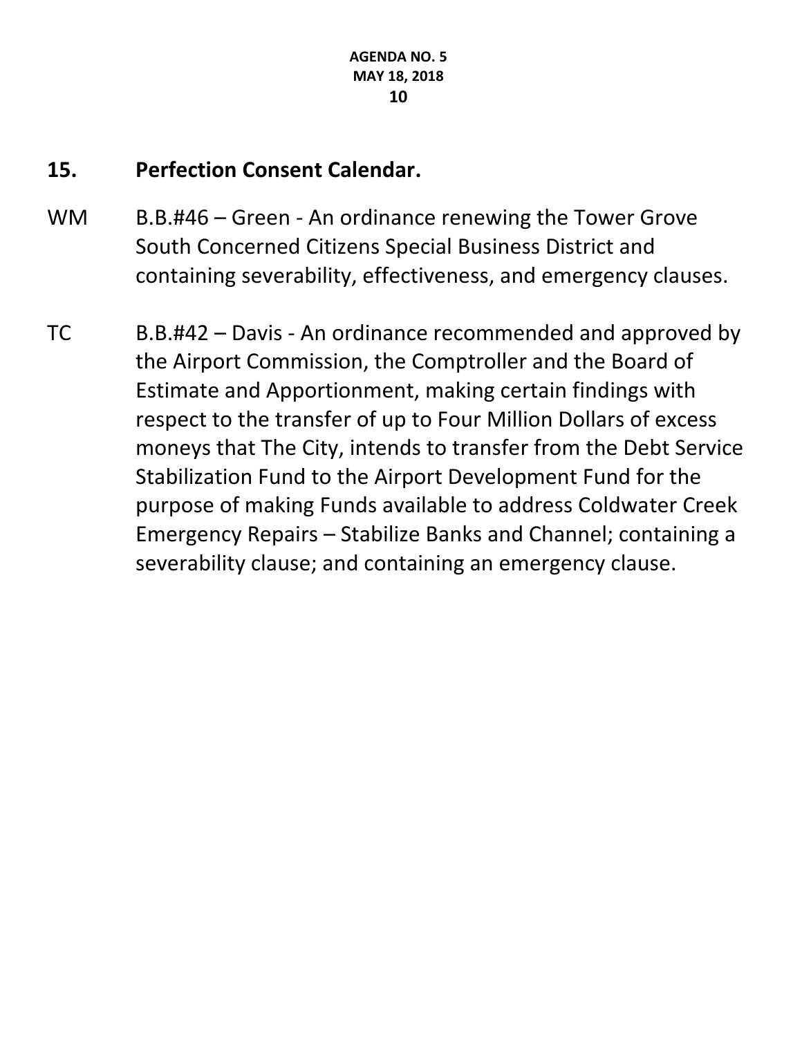## 15. Perfection Consent Calendar.

WM B.B.#46 – Green - An ordinance renewing the Tower Grove South Concerned Citizens Special Business District and containing severability, effectiveness, and emergency clauses.

TC B.B.#42 – Davis - An ordinance recommended and approved by the Airport Commission, the Comptroller and the Board of Estimate and Apportionment, making certain findings with respect to the transfer of up to Four Million Dollars of excess moneys that The City, intends to transfer from the Debt Service Stabilization Fund to the Airport Development Fund for the purpose of making Funds available to address Coldwater Creek Emergency Repairs – Stabilize Banks and Channel; containing a severability clause; and containing an emergency clause.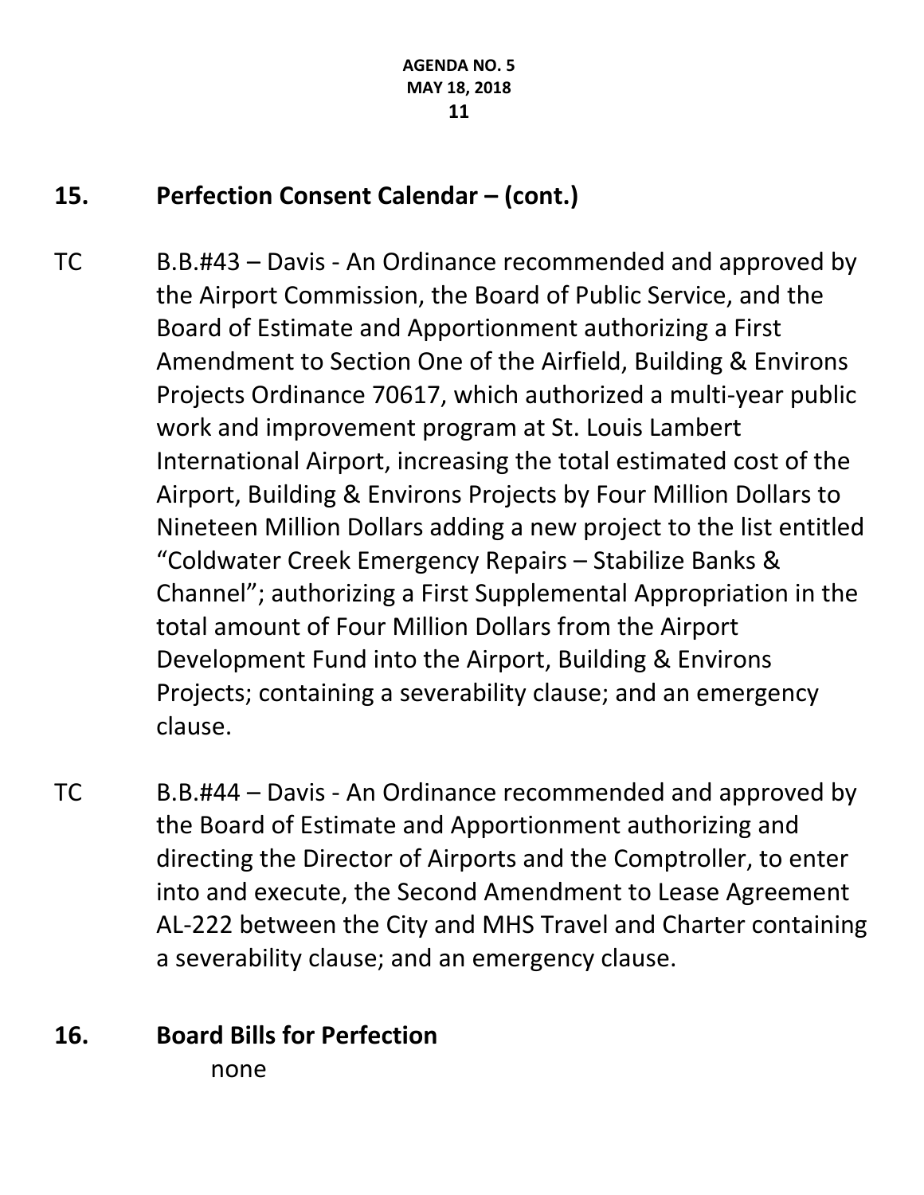## 15. Perfection Consent Calendar – (cont.)

TC B.B.#43 – Davis - An Ordinance recommended and approved by the Airport Commission, the Board of Public Service, and the Board of Estimate and Apportionment authorizing a First Amendment to Section One of the Airfield, Building & Environs Projects Ordinance 70617, which authorized a multi-year public work and improvement program at St. Louis Lambert International Airport, increasing the total estimated cost of the Airport, Building & Environs Projects by Four Million Dollars to Nineteen Million Dollars adding a new project to the list entitled "Coldwater Creek Emergency Repairs – Stabilize Banks & Channel"; authorizing a First Supplemental Appropriation in the total amount of Four Million Dollars from the Airport Development Fund into the Airport, Building & Environs Projects; containing a severability clause; and an emergency clause.

TC B.B.#44 – Davis - An Ordinance recommended and approved by the Board of Estimate and Apportionment authorizing and directing the Director of Airports and the Comptroller, to enter into and execute, the Second Amendment to Lease Agreement AL-222 between the City and MHS Travel and Charter containing a severability clause; and an emergency clause.

## 16. Board Bills for Perfection

none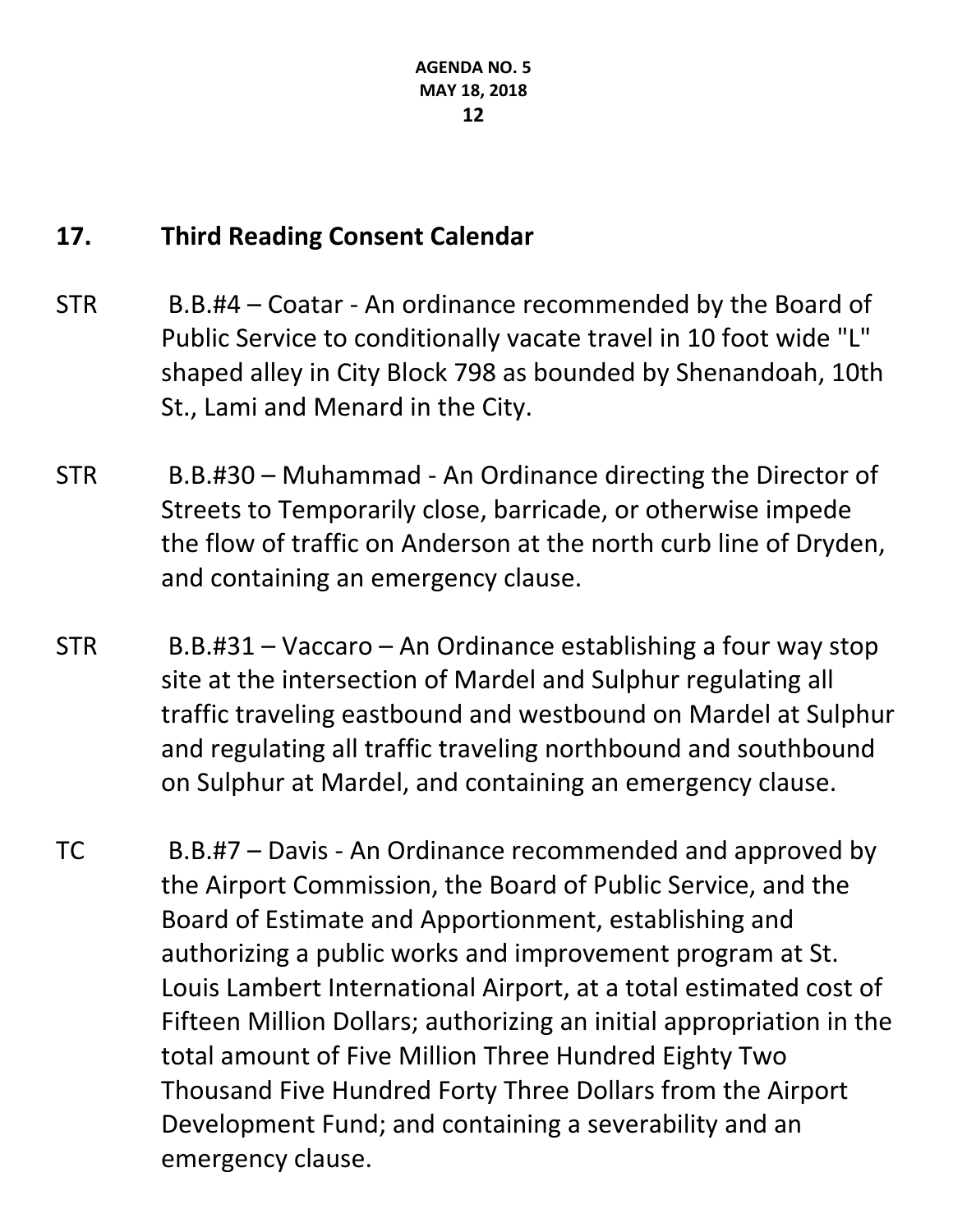## 17. Third Reading Consent Calendar

STR B.B.#4 – Coatar - An ordinance recommended by the Board of Public Service to conditionally vacate travel in 10 foot wide "L" shaped alley in City Block 798 as bounded by Shenandoah, 10th St., Lami and Menard in the City.

STR B.B.#30 – Muhammad - An Ordinance directing the Director of Streets to Temporarily close, barricade, or otherwise impede the flow of traffic on Anderson at the north curb line of Dryden, and containing an emergency clause.

STR B.B.#31 – Vaccaro – An Ordinance establishing a four way stop site at the intersection of Mardel and Sulphur regulating all traffic traveling eastbound and westbound on Mardel at Sulphur and regulating all traffic traveling northbound and southbound on Sulphur at Mardel, and containing an emergency clause.

TC B.B.#7 – Davis - An Ordinance recommended and approved by the Airport Commission, the Board of Public Service, and the Board of Estimate and Apportionment, establishing and authorizing a public works and improvement program at St. Louis Lambert International Airport, at a total estimated cost of Fifteen Million Dollars; authorizing an initial appropriation in the total amount of Five Million Three Hundred Eighty Two Thousand Five Hundred Forty Three Dollars from the Airport Development Fund; and containing a severability and an emergency clause.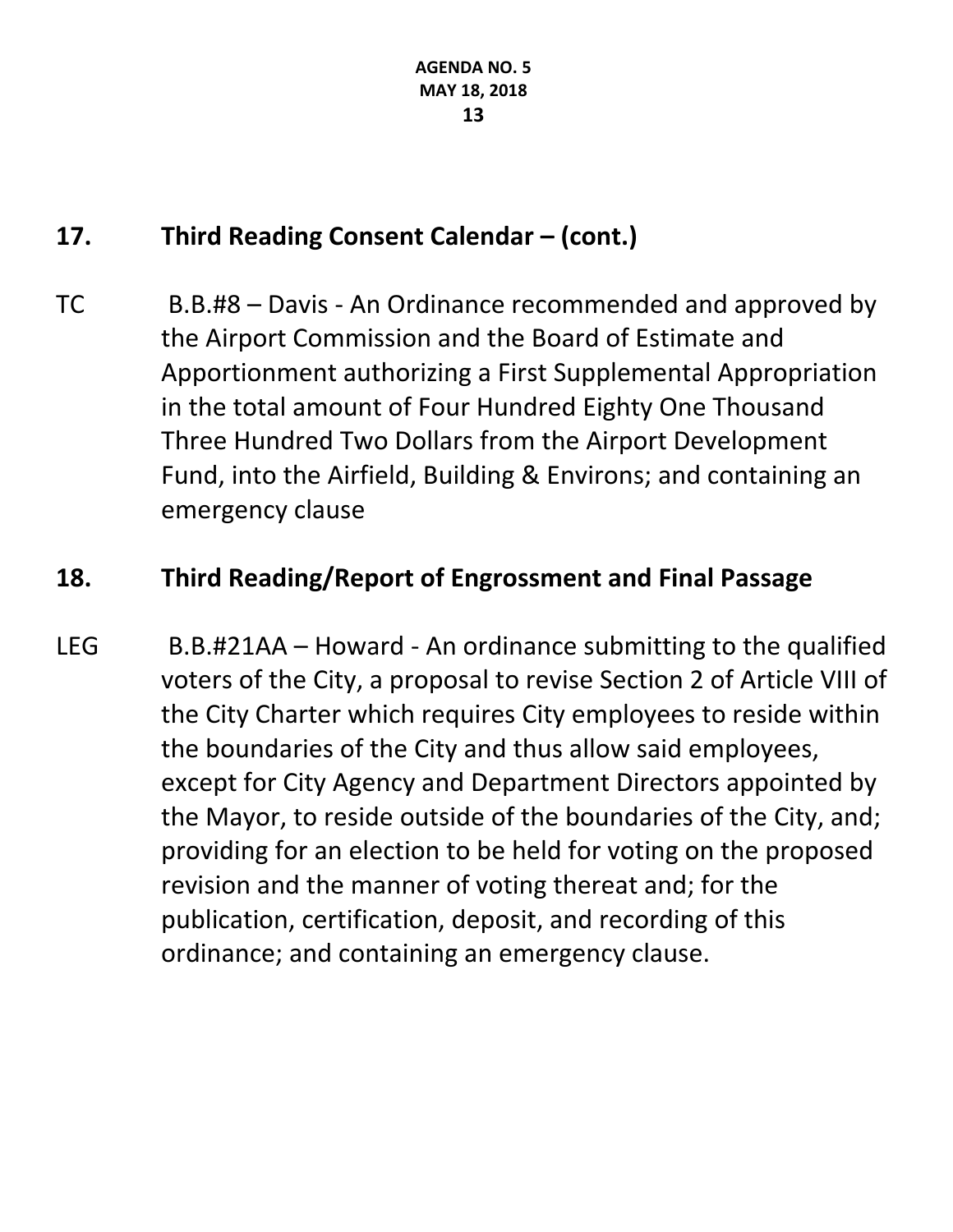## 17. Third Reading Consent Calendar – (cont.)

TC B.B.#8 – Davis - An Ordinance recommended and approved by the Airport Commission and the Board of Estimate and Apportionment authorizing a First Supplemental Appropriation in the total amount of Four Hundred Eighty One Thousand Three Hundred Two Dollars from the Airport Development Fund, into the Airfield, Building & Environs; and containing an emergency clause

## 18. Third Reading/Report of Engrossment and Final Passage

LEG B.B.#21AA – Howard - An ordinance submitting to the qualified voters of the City, a proposal to revise Section 2 of Article VIII of the City Charter which requires City employees to reside within the boundaries of the City and thus allow said employees, except for City Agency and Department Directors appointed by the Mayor, to reside outside of the boundaries of the City, and; providing for an election to be held for voting on the proposed revision and the manner of voting thereat and; for the publication, certification, deposit, and recording of this ordinance; and containing an emergency clause.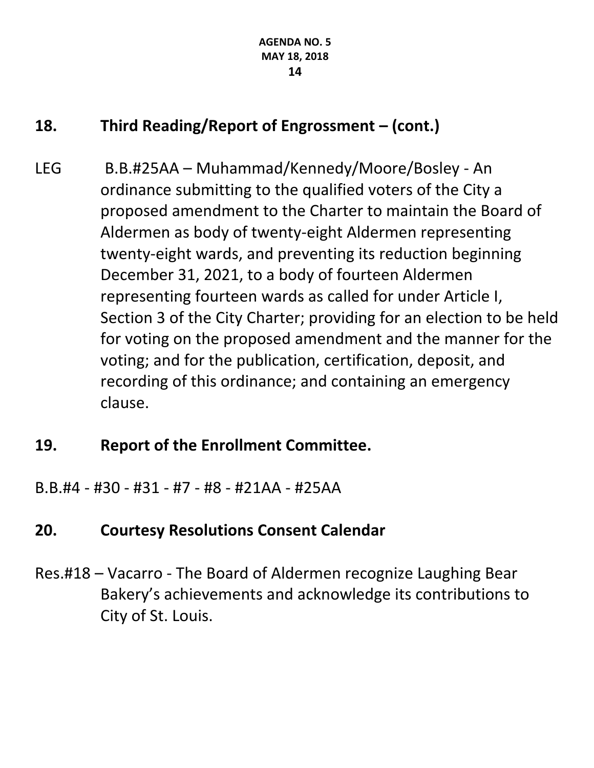## 18. Third Reading/Report of Engrossment – (cont.)

LEG B.B.#25AA – Muhammad/Kennedy/Moore/Bosley - An ordinance submitting to the qualified voters of the City a proposed amendment to the Charter to maintain the Board of Aldermen as body of twenty-eight Aldermen representing twenty-eight wards, and preventing its reduction beginning December 31, 2021, to a body of fourteen Aldermen representing fourteen wards as called for under Article I, Section 3 of the City Charter; providing for an election to be held for voting on the proposed amendment and the manner for the voting; and for the publication, certification, deposit, and recording of this ordinance; and containing an emergency clause.

## 19. Report of the Enrollment Committee.

B.B.#4 - #30 - #31 - #7 - #8 - #21AA - #25AA

## 20. Courtesy Resolutions Consent Calendar

Res.#18 – Vacarro - The Board of Aldermen recognize Laughing Bear Bakery's achievements and acknowledge its contributions to City of St. Louis.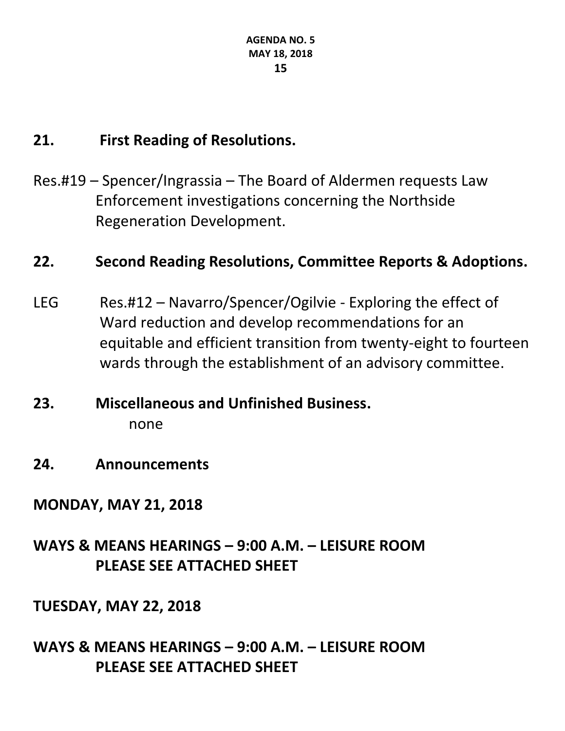## 21. First Reading of Resolutions.

Res.#19 – Spencer/Ingrassia – The Board of Aldermen requests Law Enforcement investigations concerning the Northside Regeneration Development.

## 22. Second Reading Resolutions, Committee Reports & Adoptions.

LEG Res.#12 – Navarro/Spencer/Ogilvie - Exploring the effect of Ward reduction and develop recommendations for an equitable and efficient transition from twenty-eight to fourteen wards through the establishment of an advisory committee.

## 23. Miscellaneous and Unfinished Business.

none

## 24. Announcements

**MONDAY, MAY 21, 2018**

**WAYS & MEANS HEARINGS – 9:00 A.M. – LEISURE ROOM**
**PLEASE SEE ATTACHED SHEET**

**TUESDAY, MAY 22, 2018**

**WAYS & MEANS HEARINGS – 9:00 A.M. – LEISURE ROOM**
**PLEASE SEE ATTACHED SHEET**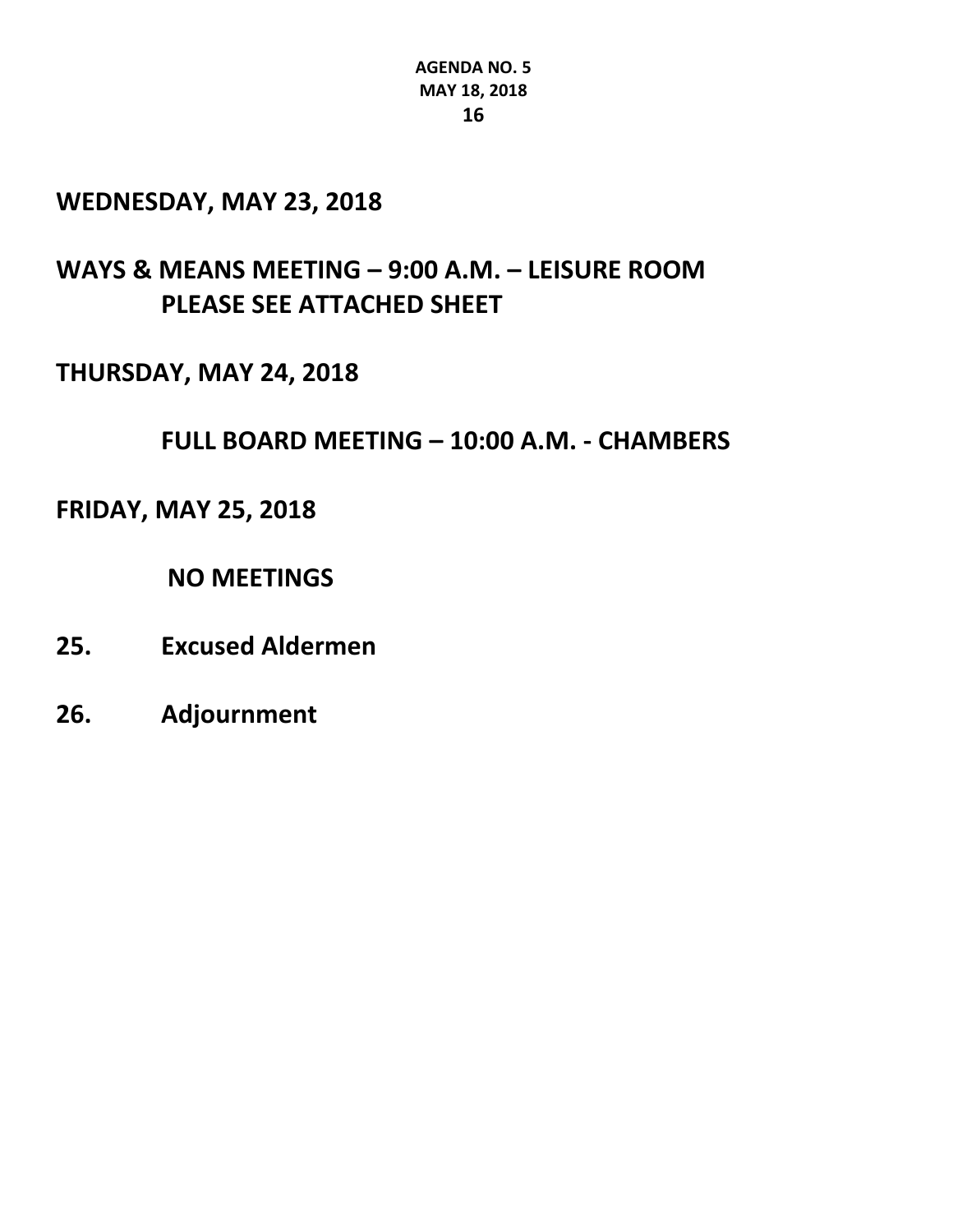**WEDNESDAY, MAY 23, 2018**

**WAYS & MEANS MEETING – 9:00 A.M. – LEISURE ROOM**
**PLEASE SEE ATTACHED SHEET**

**THURSDAY, MAY 24, 2018**

**FULL BOARD MEETING – 10:00 A.M. - CHAMBERS**

**FRIDAY, MAY 25, 2018**

**NO MEETINGS**

**25. Excused Aldermen**

**26. Adjournment**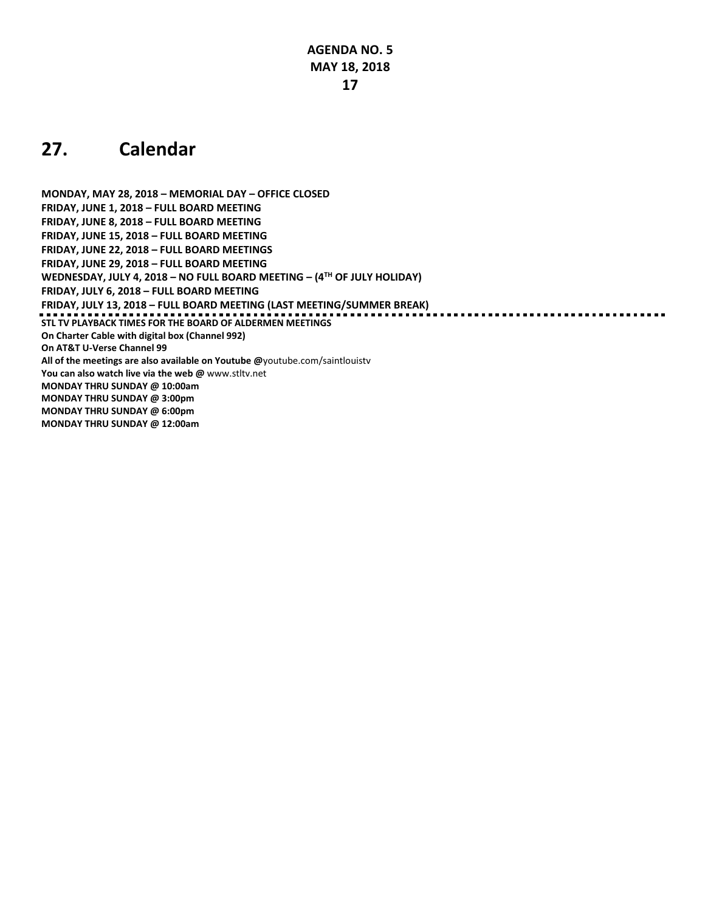# 27. Calendar

**MONDAY, MAY 28, 2018 – MEMORIAL DAY – OFFICE CLOSED**
**FRIDAY, JUNE 1, 2018 – FULL BOARD MEETING**
**FRIDAY, JUNE 8, 2018 – FULL BOARD MEETING**
**FRIDAY, JUNE 15, 2018 – FULL BOARD MEETING**
**FRIDAY, JUNE 22, 2018 – FULL BOARD MEETINGS**
**FRIDAY, JUNE 29, 2018 – FULL BOARD MEETING**
**WEDNESDAY, JULY 4, 2018 – NO FULL BOARD MEETING – (4TH OF JULY HOLIDAY)**
**FRIDAY, JULY 6, 2018 – FULL BOARD MEETING**
**FRIDAY, JULY 13, 2018 – FULL BOARD MEETING (LAST MEETING/SUMMER BREAK)**

---

**STL TV PLAYBACK TIMES FOR THE BOARD OF ALDERMEN MEETINGS**
**On Charter Cable with digital box (Channel 992)**
**On AT&T U-Verse Channel 99**
**All of the meetings are also available on Youtube @**youtube.com/saintlouistv
**You can also watch live via the web @** www.stltv.net
**MONDAY THRU SUNDAY @ 10:00am**
**MONDAY THRU SUNDAY @ 3:00pm**
**MONDAY THRU SUNDAY @ 6:00pm**
**MONDAY THRU SUNDAY @ 12:00am**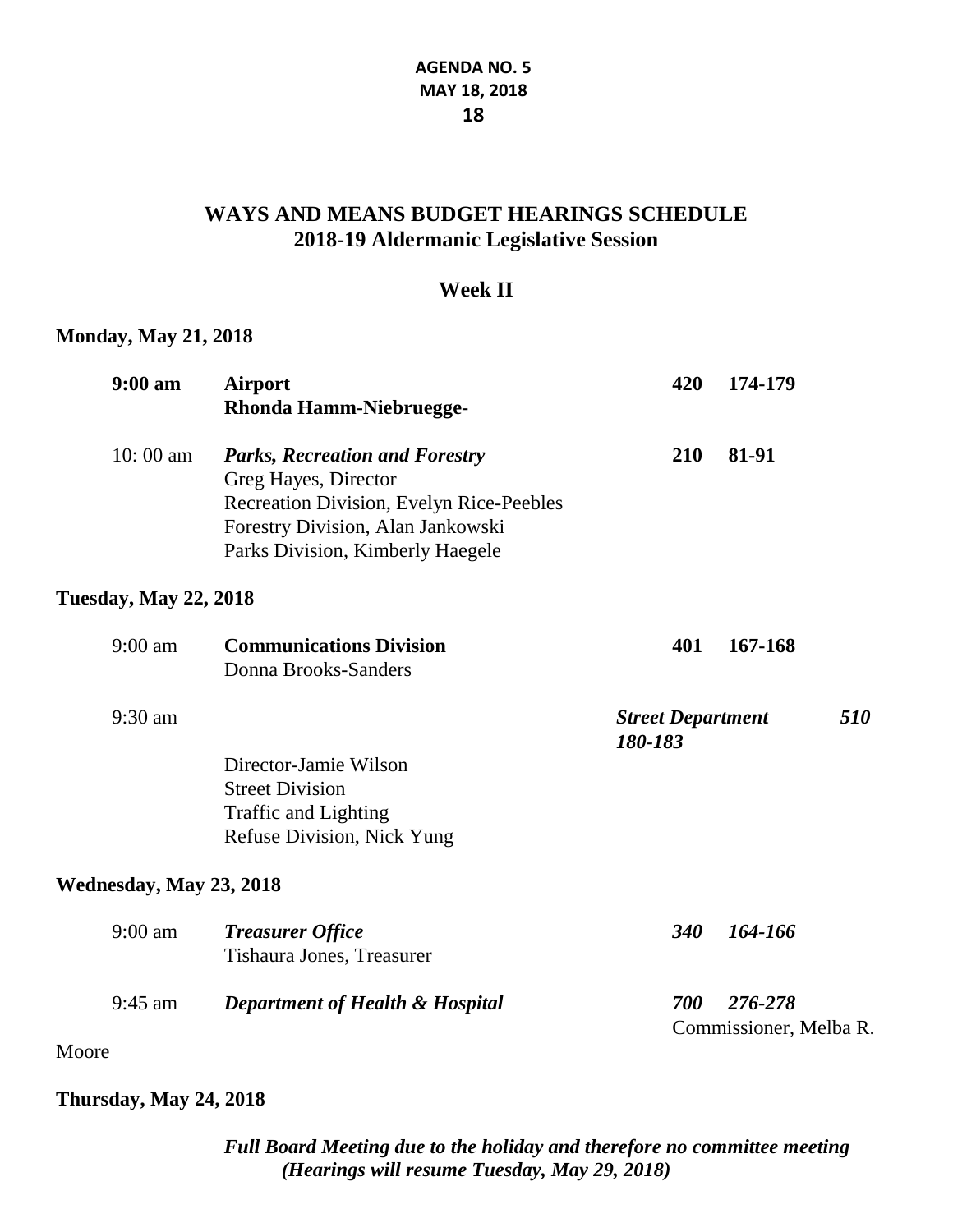**AGENDA NO. 5**
**MAY 18, 2018**

## WAYS AND MEANS BUDGET HEARINGS SCHEDULE
## 2018-19 Aldermanic Legislative Session

### Week II

**Monday, May 21, 2018**

| | | | |
|---|---|---|---|
| **9:00 am** | **Airport**<br>**Rhonda Hamm-Niebruegge-** | **420** | **174-179** |
| 10: 00 am | ***Parks, Recreation and Forestry***<br>Greg Hayes, Director<br>Recreation Division, Evelyn Rice-Peebles<br>Forestry Division, Alan Jankowski<br>Parks Division, Kimberly Haegele | **210** | **81-91** |

**Tuesday, May 22, 2018**

| | | | |
|---|---|---|---|
| 9:00 am | **Communications Division**<br>Donna Brooks-Sanders | **401** | **167-168** |
| 9:30 am | ***Street Department***<br>Director-Jamie Wilson<br>Street Division<br>Traffic and Lighting<br>Refuse Division, Nick Yung | ***510*** | ***180-183*** |

**Wednesday, May 23, 2018**

| | | | |
|---|---|---|---|
| 9:00 am | ***Treasurer Office***<br>Tishaura Jones, Treasurer | ***340*** | ***164-166*** |
| 9:45 am | ***Department of Health & Hospital***<br>Commissioner, Melba R. Moore | ***700*** | ***276-278*** |

**Thursday, May 24, 2018**

***Full Board Meeting due to the holiday and therefore no committee meeting***
***(Hearings will resume Tuesday, May 29, 2018)***